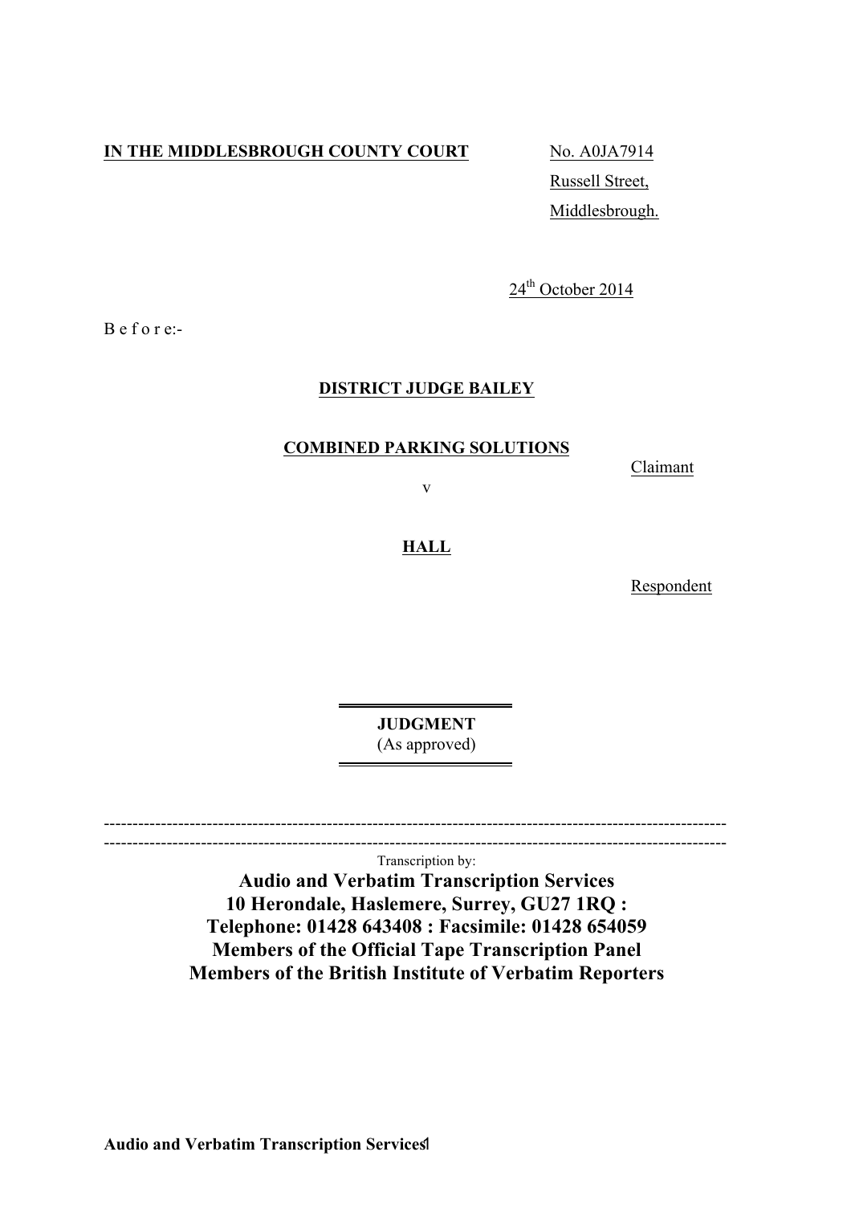**IN THE MIDDLESBROUGH COUNTY COURT**

No. A0JA7914
Russell Street,
Middlesbrough.

24th October 2014

B e f o r e:-

**DISTRICT JUDGE BAILEY**

**COMBINED PARKING SOLUTIONS**

Claimant

v

**HALL**

Respondent

---

**JUDGMENT**
(As approved)

---

Transcription by:

**Audio and Verbatim Transcription Services**
**10 Herondale, Haslemere, Surrey, GU27 1RQ :**
**Telephone: 01428 643408 : Facsimile: 01428 654059**
**Members of the Official Tape Transcription Panel**
**Members of the British Institute of Verbatim Reporters**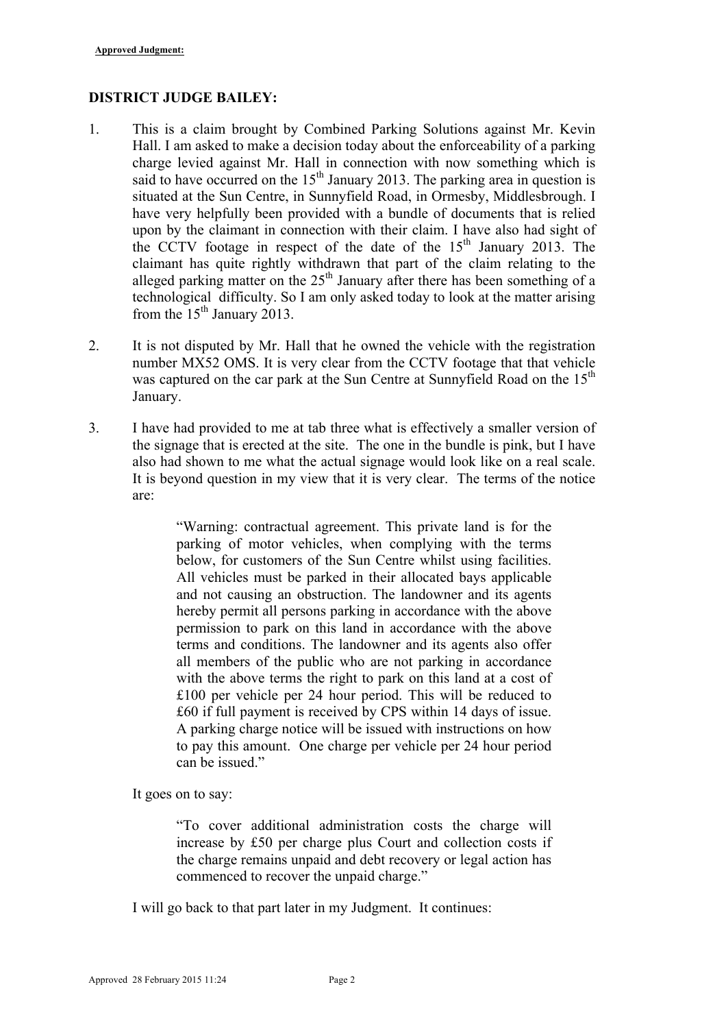**DISTRICT JUDGE BAILEY:**

1. This is a claim brought by Combined Parking Solutions against Mr. Kevin Hall. I am asked to make a decision today about the enforceability of a parking charge levied against Mr. Hall in connection with now something which is said to have occurred on the 15th January 2013. The parking area in question is situated at the Sun Centre, in Sunnyfield Road, in Ormesby, Middlesbrough. I have very helpfully been provided with a bundle of documents that is relied upon by the claimant in connection with their claim. I have also had sight of the CCTV footage in respect of the date of the 15th January 2013. The claimant has quite rightly withdrawn that part of the claim relating to the alleged parking matter on the 25th January after there has been something of a technological difficulty. So I am only asked today to look at the matter arising from the 15th January 2013.

2. It is not disputed by Mr. Hall that he owned the vehicle with the registration number MX52 OMS. It is very clear from the CCTV footage that that vehicle was captured on the car park at the Sun Centre at Sunnyfield Road on the 15th January.

3. I have had provided to me at tab three what is effectively a smaller version of the signage that is erected at the site. The one in the bundle is pink, but I have also had shown to me what the actual signage would look like on a real scale. It is beyond question in my view that it is very clear. The terms of the notice are:

> "Warning: contractual agreement. This private land is for the parking of motor vehicles, when complying with the terms below, for customers of the Sun Centre whilst using facilities. All vehicles must be parked in their allocated bays applicable and not causing an obstruction. The landowner and its agents hereby permit all persons parking in accordance with the above permission to park on this land in accordance with the above terms and conditions. The landowner and its agents also offer all members of the public who are not parking in accordance with the above terms the right to park on this land at a cost of £100 per vehicle per 24 hour period. This will be reduced to £60 if full payment is received by CPS within 14 days of issue. A parking charge notice will be issued with instructions on how to pay this amount. One charge per vehicle per 24 hour period can be issued."

It goes on to say:

> "To cover additional administration costs the charge will increase by £50 per charge plus Court and collection costs if the charge remains unpaid and debt recovery or legal action has commenced to recover the unpaid charge."

I will go back to that part later in my Judgment. It continues: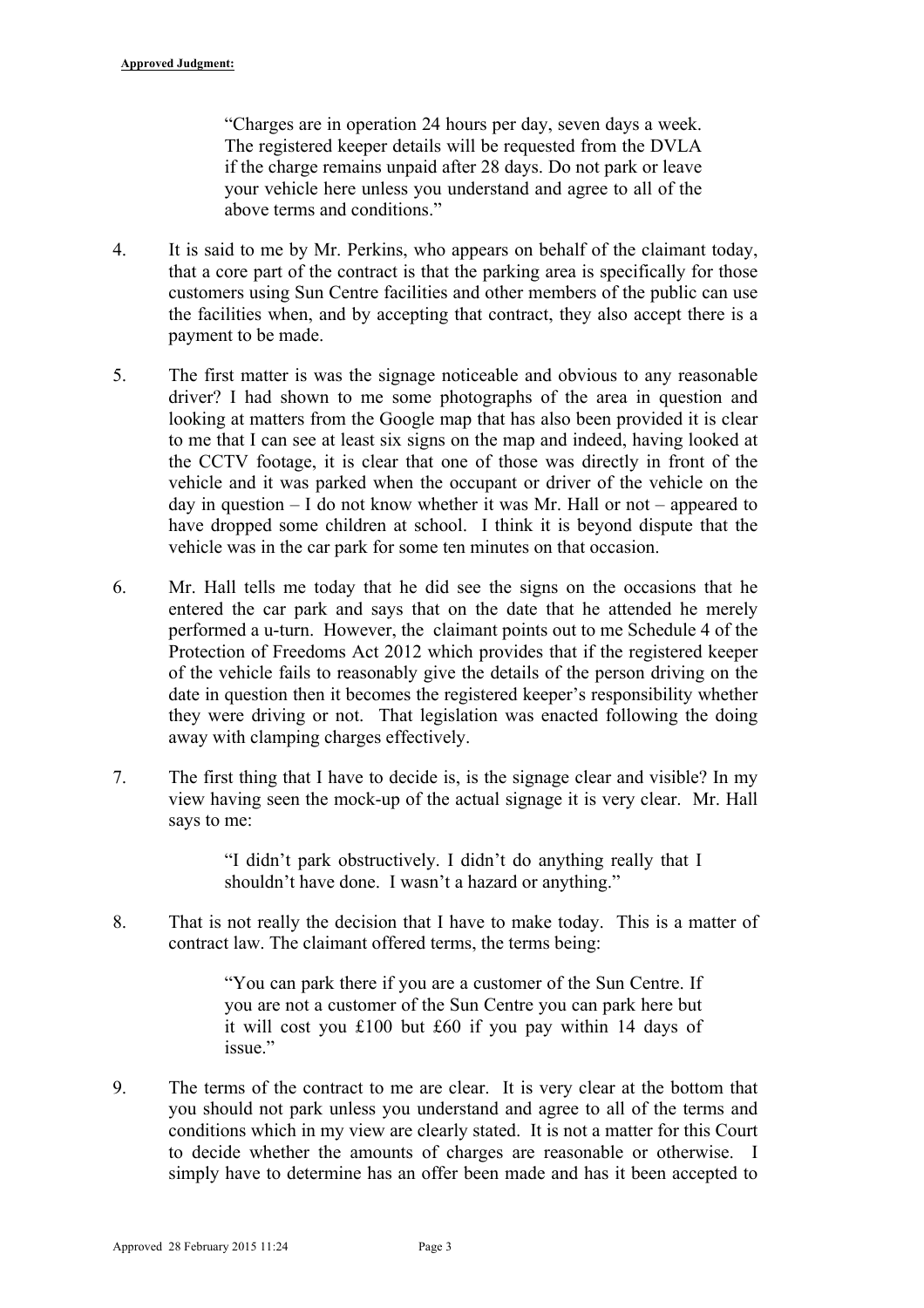> "Charges are in operation 24 hours per day, seven days a week. The registered keeper details will be requested from the DVLA if the charge remains unpaid after 28 days. Do not park or leave your vehicle here unless you understand and agree to all of the above terms and conditions."

4. It is said to me by Mr. Perkins, who appears on behalf of the claimant today, that a core part of the contract is that the parking area is specifically for those customers using Sun Centre facilities and other members of the public can use the facilities when, and by accepting that contract, they also accept there is a payment to be made.

5. The first matter is was the signage noticeable and obvious to any reasonable driver? I had shown to me some photographs of the area in question and looking at matters from the Google map that has also been provided it is clear to me that I can see at least six signs on the map and indeed, having looked at the CCTV footage, it is clear that one of those was directly in front of the vehicle and it was parked when the occupant or driver of the vehicle on the day in question – I do not know whether it was Mr. Hall or not – appeared to have dropped some children at school. I think it is beyond dispute that the vehicle was in the car park for some ten minutes on that occasion.

6. Mr. Hall tells me today that he did see the signs on the occasions that he entered the car park and says that on the date that he attended he merely performed a u-turn. However, the claimant points out to me Schedule 4 of the Protection of Freedoms Act 2012 which provides that if the registered keeper of the vehicle fails to reasonably give the details of the person driving on the date in question then it becomes the registered keeper's responsibility whether they were driving or not. That legislation was enacted following the doing away with clamping charges effectively.

7. The first thing that I have to decide is, is the signage clear and visible? In my view having seen the mock-up of the actual signage it is very clear. Mr. Hall says to me:

> "I didn't park obstructively. I didn't do anything really that I shouldn't have done. I wasn't a hazard or anything."

8. That is not really the decision that I have to make today. This is a matter of contract law. The claimant offered terms, the terms being:

> "You can park there if you are a customer of the Sun Centre. If you are not a customer of the Sun Centre you can park here but it will cost you £100 but £60 if you pay within 14 days of issue."

9. The terms of the contract to me are clear. It is very clear at the bottom that you should not park unless you understand and agree to all of the terms and conditions which in my view are clearly stated. It is not a matter for this Court to decide whether the amounts of charges are reasonable or otherwise. I simply have to determine has an offer been made and has it been accepted to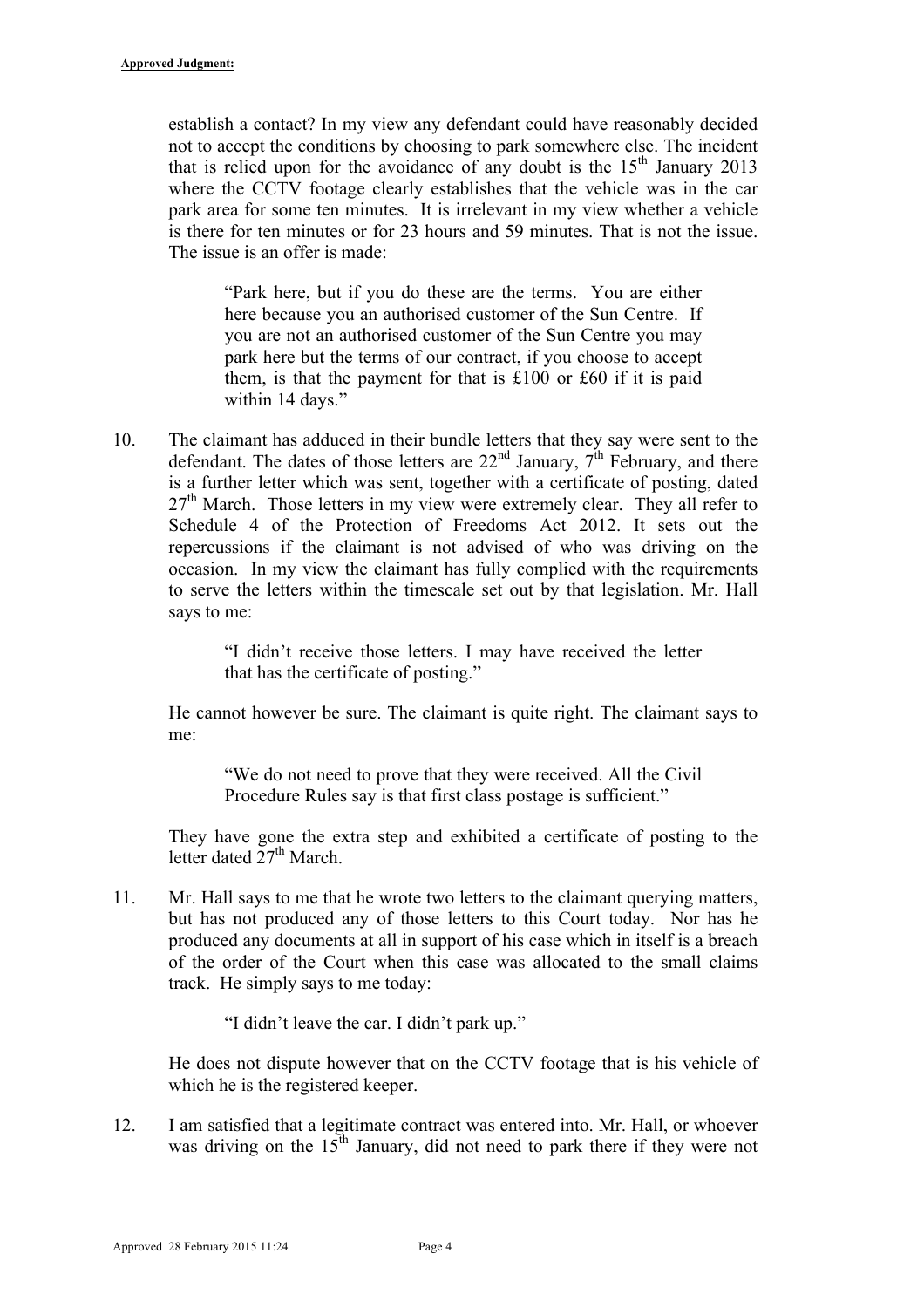establish a contact? In my view any defendant could have reasonably decided not to accept the conditions by choosing to park somewhere else. The incident that is relied upon for the avoidance of any doubt is the 15th January 2013 where the CCTV footage clearly establishes that the vehicle was in the car park area for some ten minutes. It is irrelevant in my view whether a vehicle is there for ten minutes or for 23 hours and 59 minutes. That is not the issue. The issue is an offer is made:

> "Park here, but if you do these are the terms. You are either here because you an authorised customer of the Sun Centre. If you are not an authorised customer of the Sun Centre you may park here but the terms of our contract, if you choose to accept them, is that the payment for that is £100 or £60 if it is paid within 14 days."

10. The claimant has adduced in their bundle letters that they say were sent to the defendant. The dates of those letters are 22nd January, 7th February, and there is a further letter which was sent, together with a certificate of posting, dated 27th March. Those letters in my view were extremely clear. They all refer to Schedule 4 of the Protection of Freedoms Act 2012. It sets out the repercussions if the claimant is not advised of who was driving on the occasion. In my view the claimant has fully complied with the requirements to serve the letters within the timescale set out by that legislation. Mr. Hall says to me:

> "I didn't receive those letters. I may have received the letter that has the certificate of posting."

He cannot however be sure. The claimant is quite right. The claimant says to me:

> "We do not need to prove that they were received. All the Civil Procedure Rules say is that first class postage is sufficient."

They have gone the extra step and exhibited a certificate of posting to the letter dated 27th March.

11. Mr. Hall says to me that he wrote two letters to the claimant querying matters, but has not produced any of those letters to this Court today. Nor has he produced any documents at all in support of his case which in itself is a breach of the order of the Court when this case was allocated to the small claims track. He simply says to me today:

> "I didn't leave the car. I didn't park up."

He does not dispute however that on the CCTV footage that is his vehicle of which he is the registered keeper.

12. I am satisfied that a legitimate contract was entered into. Mr. Hall, or whoever was driving on the 15th January, did not need to park there if they were not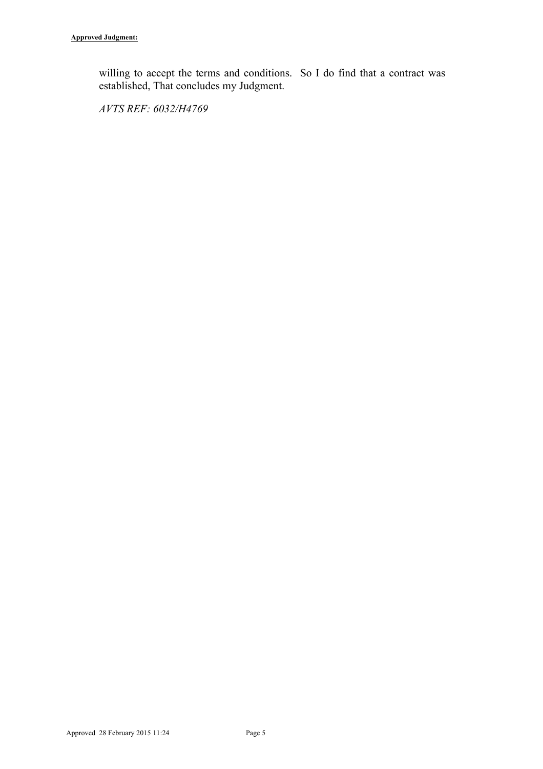willing to accept the terms and conditions. So I do find that a contract was established, That concludes my Judgment.

*AVTS REF: 6032/H4769*